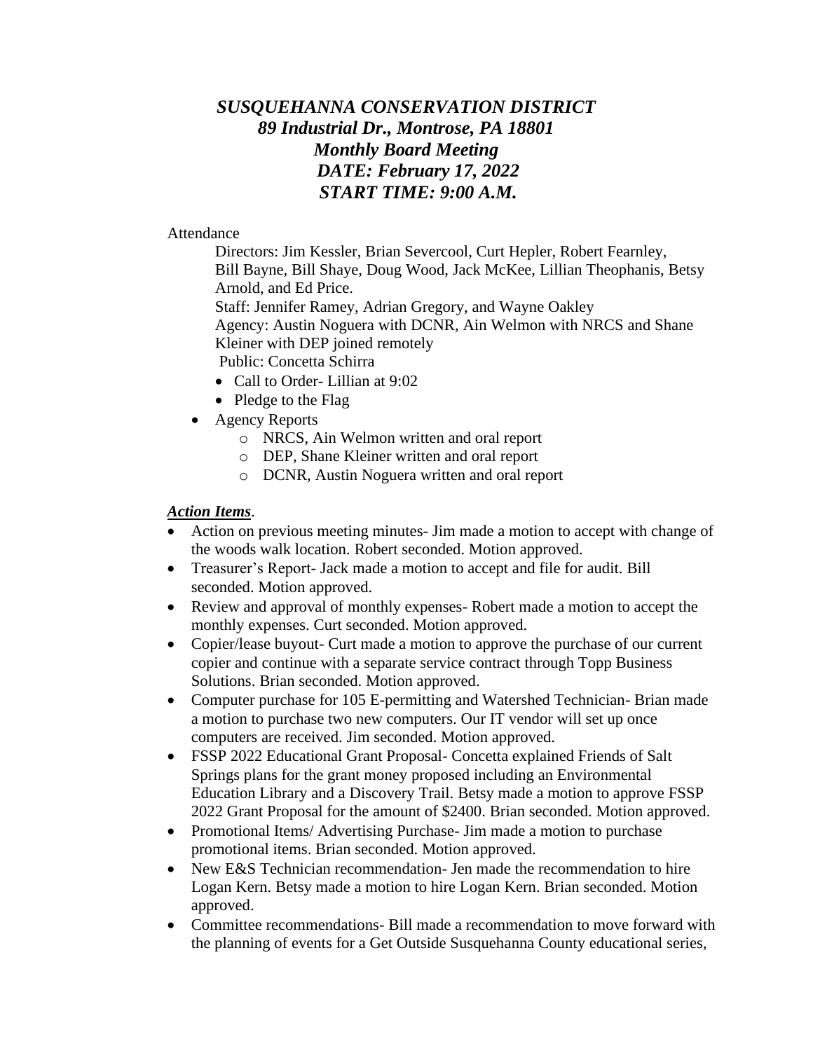# *SUSQUEHANNA CONSERVATION DISTRICT*
## *89 Industrial Dr., Montrose, PA 18801*
## *Monthly Board Meeting*
## *DATE: February 17, 2022*
## *START TIME: 9:00 A.M.*

Attendance

Directors: Jim Kessler, Brian Severcool, Curt Hepler, Robert Fearnley, Bill Bayne, Bill Shaye, Doug Wood, Jack McKee, Lillian Theophanis, Betsy Arnold, and Ed Price.

Staff: Jennifer Ramey, Adrian Gregory, and Wayne Oakley

Agency: Austin Noguera with DCNR, Ain Welmon with NRCS and Shane Kleiner with DEP joined remotely

Public: Concetta Schirra

- Call to Order- Lillian at 9:02
- Pledge to the Flag

- Agency Reports
  - NRCS, Ain Welmon written and oral report
  - DEP, Shane Kleiner written and oral report
  - DCNR, Austin Noguera written and oral report

***Action Items***.

- Action on previous meeting minutes- Jim made a motion to accept with change of the woods walk location. Robert seconded. Motion approved.
- Treasurer's Report- Jack made a motion to accept and file for audit. Bill seconded. Motion approved.
- Review and approval of monthly expenses- Robert made a motion to accept the monthly expenses. Curt seconded. Motion approved.
- Copier/lease buyout- Curt made a motion to approve the purchase of our current copier and continue with a separate service contract through Topp Business Solutions. Brian seconded. Motion approved.
- Computer purchase for 105 E-permitting and Watershed Technician- Brian made a motion to purchase two new computers. Our IT vendor will set up once computers are received. Jim seconded. Motion approved.
- FSSP 2022 Educational Grant Proposal- Concetta explained Friends of Salt Springs plans for the grant money proposed including an Environmental Education Library and a Discovery Trail. Betsy made a motion to approve FSSP 2022 Grant Proposal for the amount of $2400. Brian seconded. Motion approved.
- Promotional Items/ Advertising Purchase- Jim made a motion to purchase promotional items. Brian seconded. Motion approved.
- New E&S Technician recommendation- Jen made the recommendation to hire Logan Kern. Betsy made a motion to hire Logan Kern. Brian seconded. Motion approved.
- Committee recommendations- Bill made a recommendation to move forward with the planning of events for a Get Outside Susquehanna County educational series,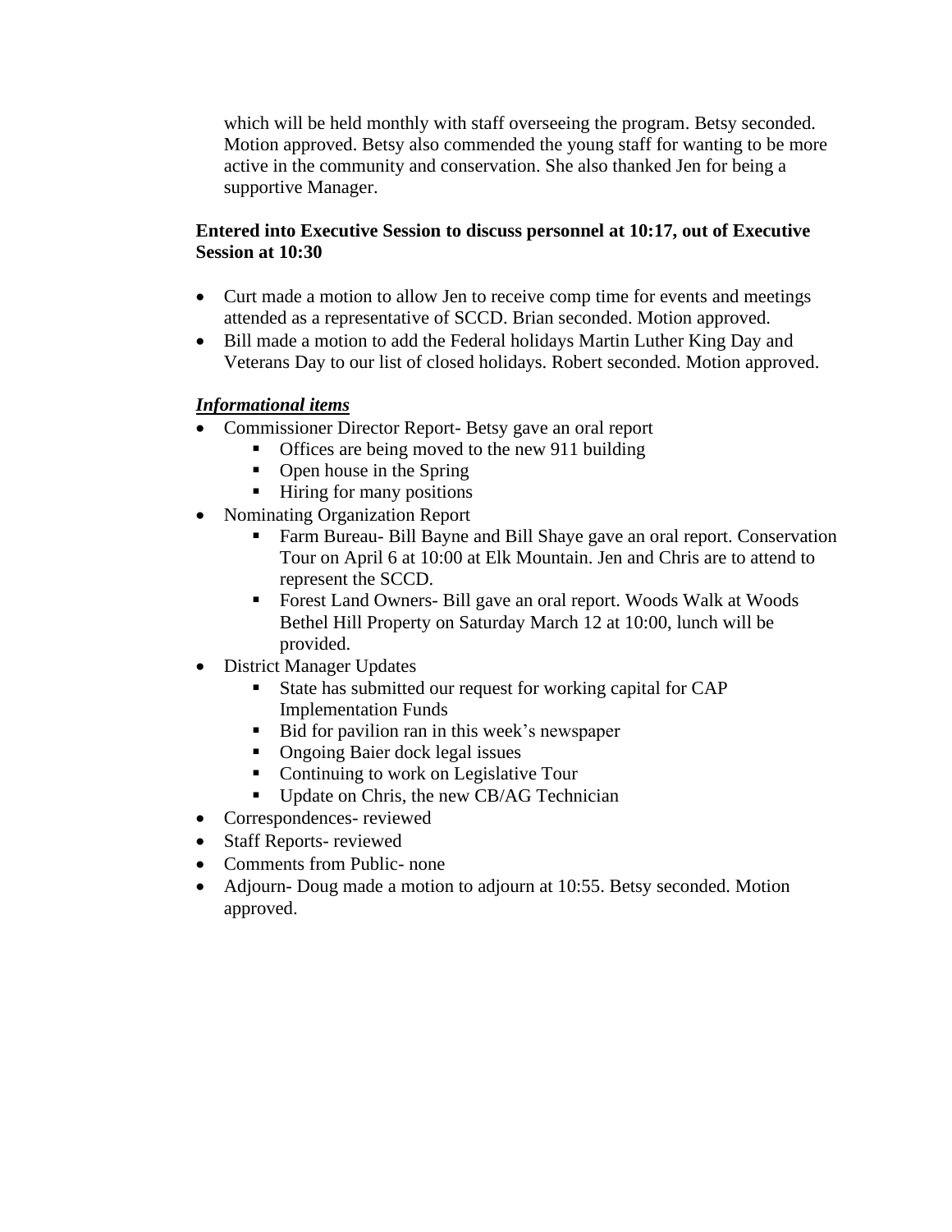which will be held monthly with staff overseeing the program. Betsy seconded. Motion approved. Betsy also commended the young staff for wanting to be more active in the community and conservation. She also thanked Jen for being a supportive Manager.

**Entered into Executive Session to discuss personnel at 10:17, out of Executive Session at 10:30**

- Curt made a motion to allow Jen to receive comp time for events and meetings attended as a representative of SCCD. Brian seconded. Motion approved.
- Bill made a motion to add the Federal holidays Martin Luther King Day and Veterans Day to our list of closed holidays. Robert seconded. Motion approved.

***Informational items***

- Commissioner Director Report- Betsy gave an oral report
  - Offices are being moved to the new 911 building
  - Open house in the Spring
  - Hiring for many positions
- Nominating Organization Report
  - Farm Bureau- Bill Bayne and Bill Shaye gave an oral report. Conservation Tour on April 6 at 10:00 at Elk Mountain. Jen and Chris are to attend to represent the SCCD.
  - Forest Land Owners- Bill gave an oral report. Woods Walk at Woods Bethel Hill Property on Saturday March 12 at 10:00, lunch will be provided.
- District Manager Updates
  - State has submitted our request for working capital for CAP Implementation Funds
  - Bid for pavilion ran in this week's newspaper
  - Ongoing Baier dock legal issues
  - Continuing to work on Legislative Tour
  - Update on Chris, the new CB/AG Technician
- Correspondences- reviewed
- Staff Reports- reviewed
- Comments from Public- none
- Adjourn- Doug made a motion to adjourn at 10:55. Betsy seconded. Motion approved.